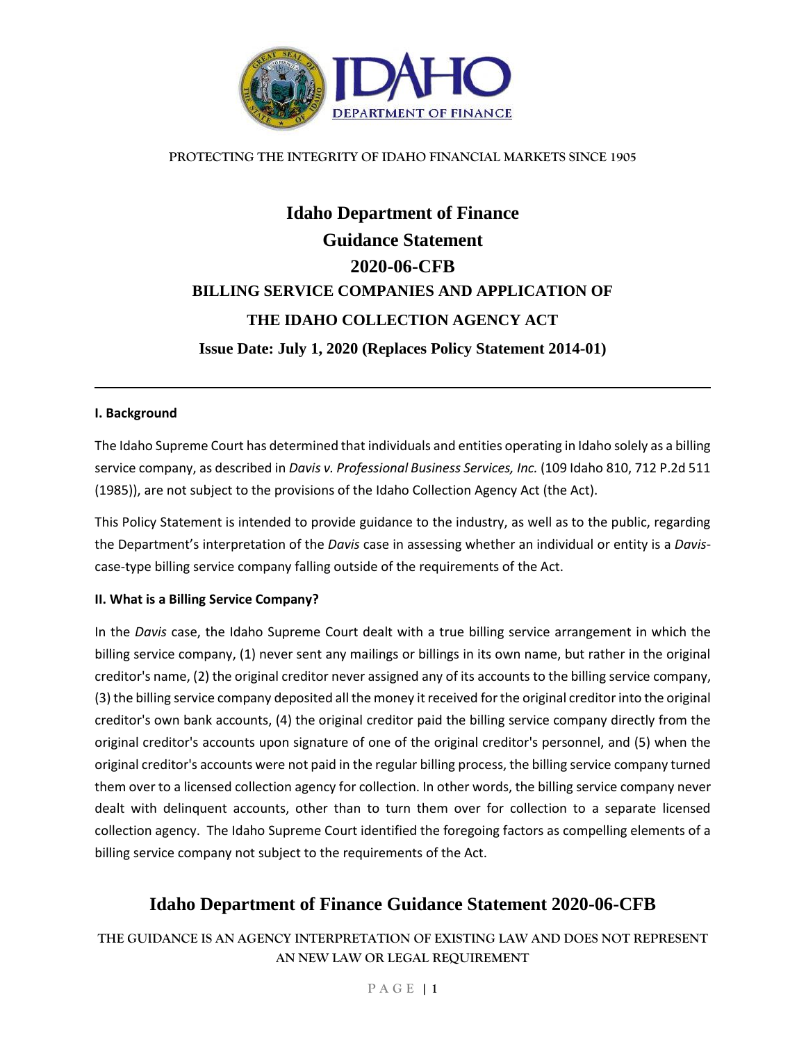PROTECTING THE INTEGRITY OF IDAHO FINANCIAL MARKETS SINCE 1905

# Idaho Department of Finance
# Guidance Statement
# 2020-06-CFB

## BILLING SERVICE COMPANIES AND APPLICATION OF THE IDAHO COLLECTION AGENCY ACT

**Issue Date: July 1, 2020 (Replaces Policy Statement 2014-01)**

---

### I. Background

The Idaho Supreme Court has determined that individuals and entities operating in Idaho solely as a billing service company, as described in *Davis v. Professional Business Services, Inc.* (109 Idaho 810, 712 P.2d 511 (1985)), are not subject to the provisions of the Idaho Collection Agency Act (the Act).

This Policy Statement is intended to provide guidance to the industry, as well as to the public, regarding the Department's interpretation of the *Davis* case in assessing whether an individual or entity is a *Davis*-case-type billing service company falling outside of the requirements of the Act.

### II. What is a Billing Service Company?

In the *Davis* case, the Idaho Supreme Court dealt with a true billing service arrangement in which the billing service company, (1) never sent any mailings or billings in its own name, but rather in the original creditor's name, (2) the original creditor never assigned any of its accounts to the billing service company, (3) the billing service company deposited all the money it received for the original creditor into the original creditor's own bank accounts, (4) the original creditor paid the billing service company directly from the original creditor's accounts upon signature of one of the original creditor's personnel, and (5) when the original creditor's accounts were not paid in the regular billing process, the billing service company turned them over to a licensed collection agency for collection. In other words, the billing service company never dealt with delinquent accounts, other than to turn them over for collection to a separate licensed collection agency. The Idaho Supreme Court identified the foregoing factors as compelling elements of a billing service company not subject to the requirements of the Act.

THE GUIDANCE IS AN AGENCY INTERPRETATION OF EXISTING LAW AND DOES NOT REPRESENT AN NEW LAW OR LEGAL REQUIREMENT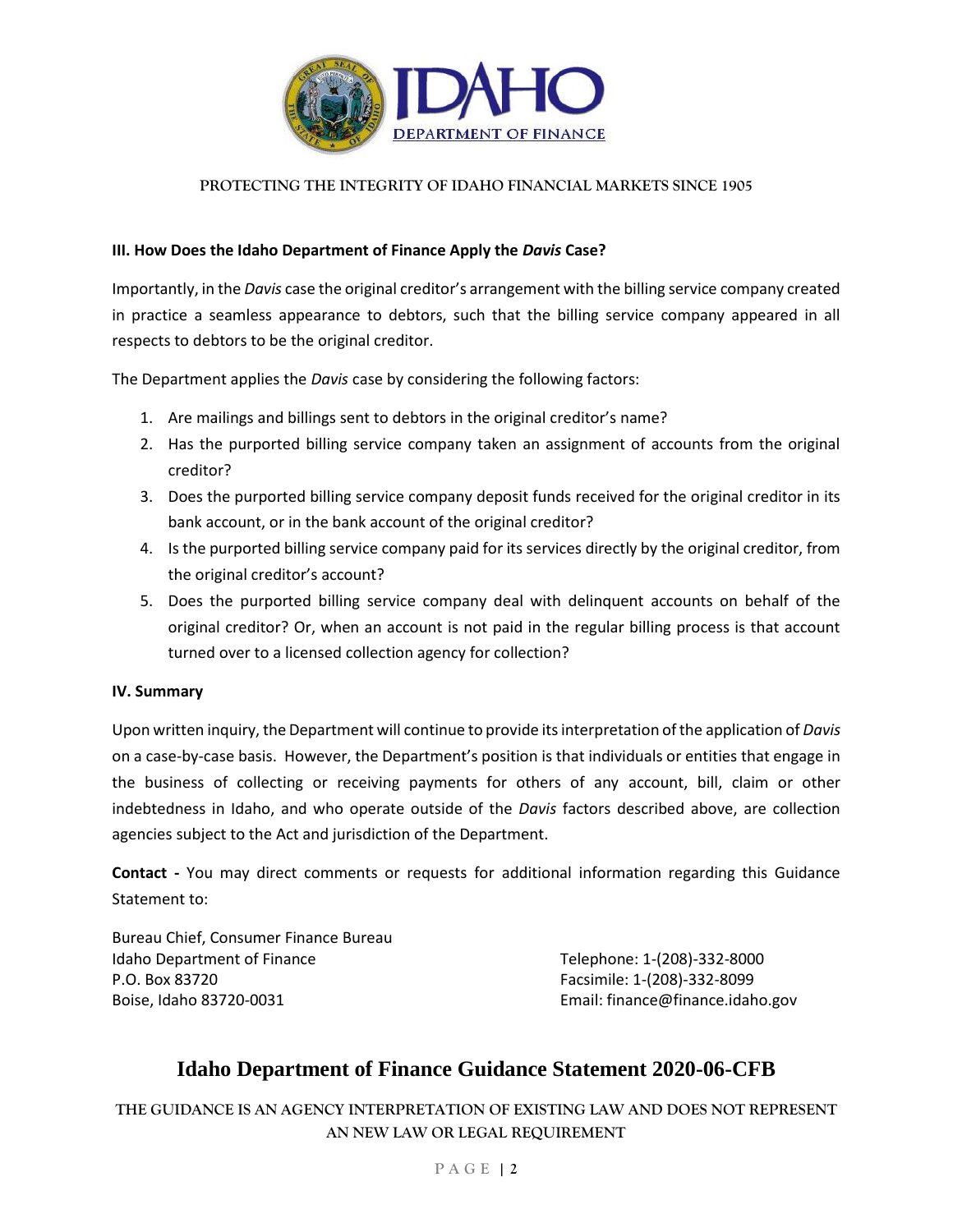### III. How Does the Idaho Department of Finance Apply the *Davis* Case?

Importantly, in the *Davis* case the original creditor's arrangement with the billing service company created in practice a seamless appearance to debtors, such that the billing service company appeared in all respects to debtors to be the original creditor.

The Department applies the *Davis* case by considering the following factors:

1. Are mailings and billings sent to debtors in the original creditor's name?
2. Has the purported billing service company taken an assignment of accounts from the original creditor?
3. Does the purported billing service company deposit funds received for the original creditor in its bank account, or in the bank account of the original creditor?
4. Is the purported billing service company paid for its services directly by the original creditor, from the original creditor's account?
5. Does the purported billing service company deal with delinquent accounts on behalf of the original creditor? Or, when an account is not paid in the regular billing process is that account turned over to a licensed collection agency for collection?

### IV. Summary

Upon written inquiry, the Department will continue to provide its interpretation of the application of *Davis* on a case-by-case basis. However, the Department's position is that individuals or entities that engage in the business of collecting or receiving payments for others of any account, bill, claim or other indebtedness in Idaho, and who operate outside of the *Davis* factors described above, are collection agencies subject to the Act and jurisdiction of the Department.

**Contact -** You may direct comments or requests for additional information regarding this Guidance Statement to:

Bureau Chief, Consumer Finance Bureau
Idaho Department of Finance
P.O. Box 83720
Boise, Idaho 83720-0031

Telephone: 1-(208)-332-8000
Facsimile: 1-(208)-332-8099
Email: finance@finance.idaho.gov